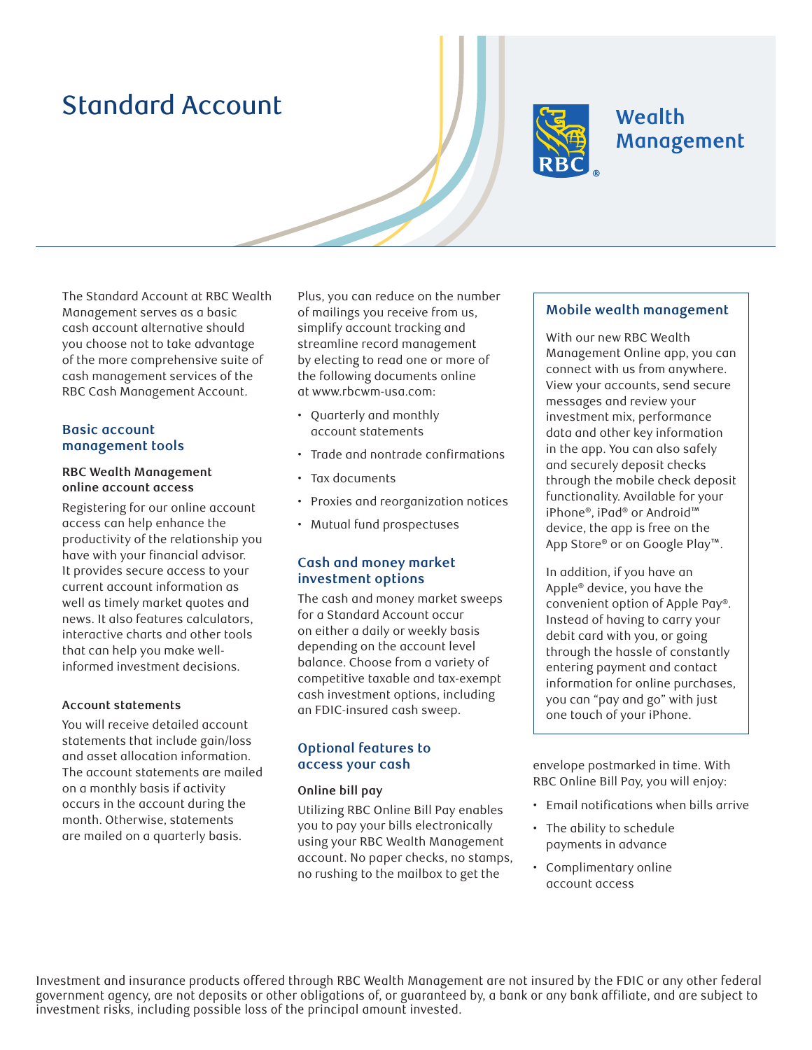# Standard Account

Wealth Management

The Standard Account at RBC Wealth Management serves as a basic cash account alternative should you choose not to take advantage of the more comprehensive suite of cash management services of the RBC Cash Management Account.

## Basic account management tools

### RBC Wealth Management online account access

Registering for our online account access can help enhance the productivity of the relationship you have with your financial advisor. It provides secure access to your current account information as well as timely market quotes and news. It also features calculators, interactive charts and other tools that can help you make well-informed investment decisions.

### Account statements

You will receive detailed account statements that include gain/loss and asset allocation information. The account statements are mailed on a monthly basis if activity occurs in the account during the month. Otherwise, statements are mailed on a quarterly basis.

Plus, you can reduce on the number of mailings you receive from us, simplify account tracking and streamline record management by electing to read one or more of the following documents online at www.rbcwm-usa.com:

- Quarterly and monthly account statements
- Trade and nontrade confirmations
- Tax documents
- Proxies and reorganization notices
- Mutual fund prospectuses

## Cash and money market investment options

The cash and money market sweeps for a Standard Account occur on either a daily or weekly basis depending on the account level balance. Choose from a variety of competitive taxable and tax-exempt cash investment options, including an FDIC-insured cash sweep.

## Optional features to access your cash

### Online bill pay

Utilizing RBC Online Bill Pay enables you to pay your bills electronically using your RBC Wealth Management account. No paper checks, no stamps, no rushing to the mailbox to get the envelope postmarked in time. With RBC Online Bill Pay, you will enjoy:

- Email notifications when bills arrive
- The ability to schedule payments in advance
- Complimentary online account access

## Mobile wealth management

With our new RBC Wealth Management Online app, you can connect with us from anywhere. View your accounts, send secure messages and review your investment mix, performance data and other key information in the app. You can also safely and securely deposit checks through the mobile check deposit functionality. Available for your iPhone®, iPad® or Android™ device, the app is free on the App Store® or on Google Play™.

In addition, if you have an Apple® device, you have the convenient option of Apple Pay®. Instead of having to carry your debit card with you, or going through the hassle of constantly entering payment and contact information for online purchases, you can "pay and go" with just one touch of your iPhone.

Investment and insurance products offered through RBC Wealth Management are not insured by the FDIC or any other federal government agency, are not deposits or other obligations of, or guaranteed by, a bank or any bank affiliate, and are subject to investment risks, including possible loss of the principal amount invested.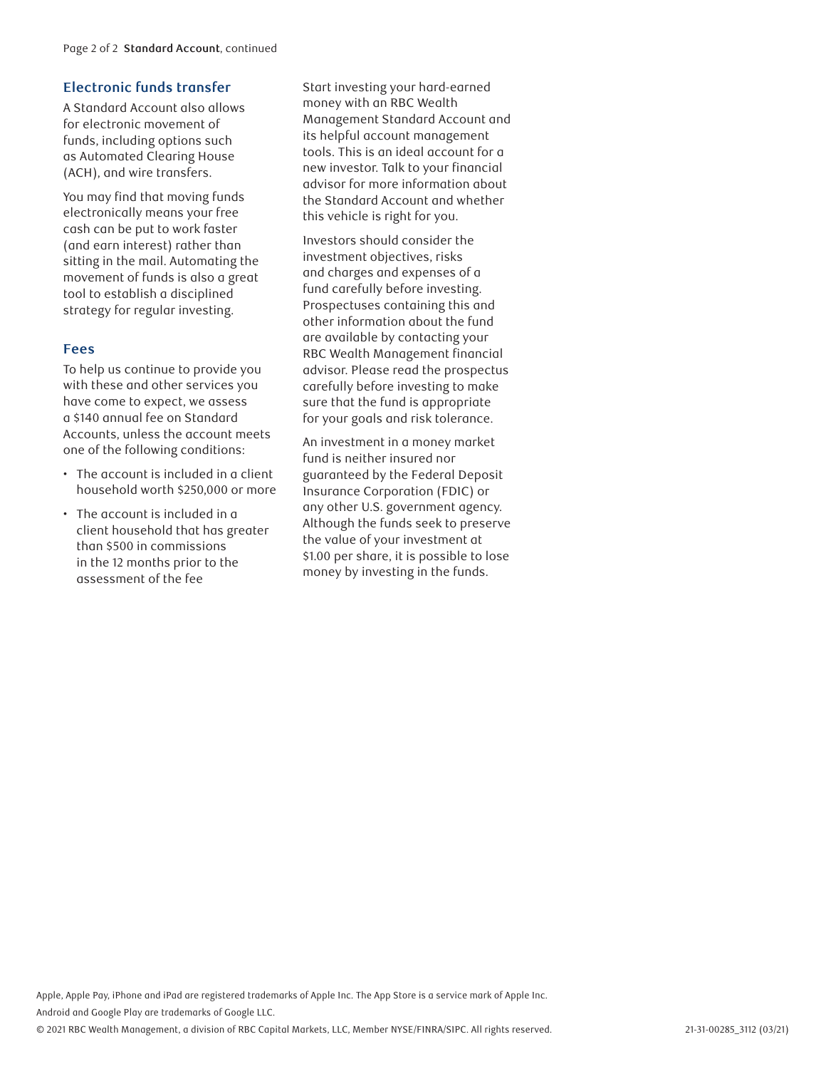## Electronic funds transfer

A Standard Account also allows for electronic movement of funds, including options such as Automated Clearing House (ACH), and wire transfers.

You may find that moving funds electronically means your free cash can be put to work faster (and earn interest) rather than sitting in the mail. Automating the movement of funds is also a great tool to establish a disciplined strategy for regular investing.

## Fees

To help us continue to provide you with these and other services you have come to expect, we assess a $140 annual fee on Standard Accounts, unless the account meets one of the following conditions:

- The account is included in a client household worth $250,000 or more
- The account is included in a client household that has greater than $500 in commissions in the 12 months prior to the assessment of the fee

Start investing your hard-earned money with an RBC Wealth Management Standard Account and its helpful account management tools. This is an ideal account for a new investor. Talk to your financial advisor for more information about the Standard Account and whether this vehicle is right for you.

Investors should consider the investment objectives, risks and charges and expenses of a fund carefully before investing. Prospectuses containing this and other information about the fund are available by contacting your RBC Wealth Management financial advisor. Please read the prospectus carefully before investing to make sure that the fund is appropriate for your goals and risk tolerance.

An investment in a money market fund is neither insured nor guaranteed by the Federal Deposit Insurance Corporation (FDIC) or any other U.S. government agency. Although the funds seek to preserve the value of your investment at $1.00 per share, it is possible to lose money by investing in the funds.

Apple, Apple Pay, iPhone and iPad are registered trademarks of Apple Inc. The App Store is a service mark of Apple Inc.

Android and Google Play are trademarks of Google LLC.

© 2021 RBC Wealth Management, a division of RBC Capital Markets, LLC, Member NYSE/FINRA/SIPC. All rights reserved. 21-31-00285_3112 (03/21)